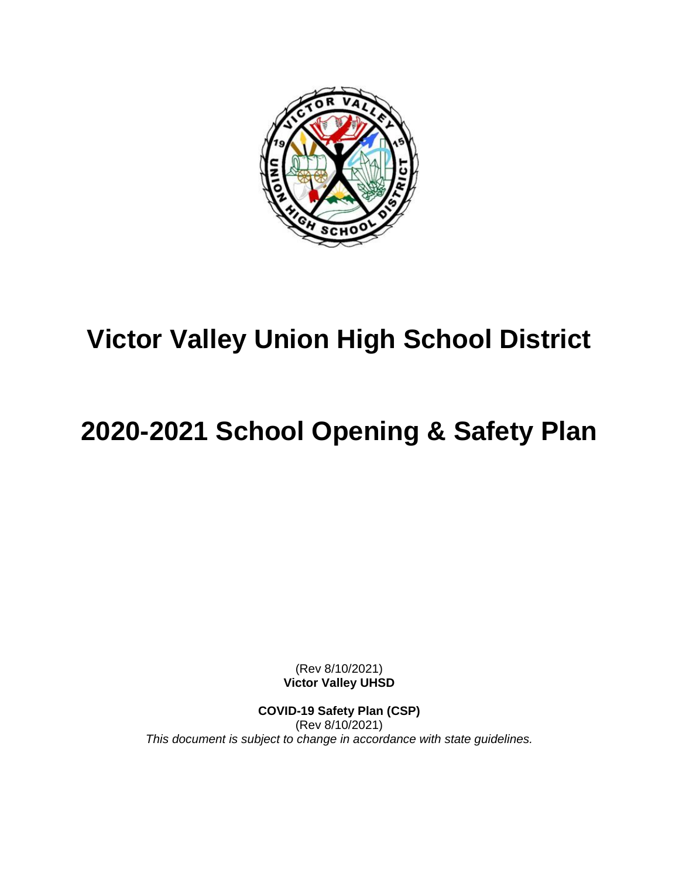# Victor Valley Union High School District

# 2020-2021 School Opening & Safety Plan

(Rev 8/10/2021)
**Victor Valley UHSD**

**COVID-19 Safety Plan (CSP)**
(Rev 8/10/2021)
*This document is subject to change in accordance with state guidelines.*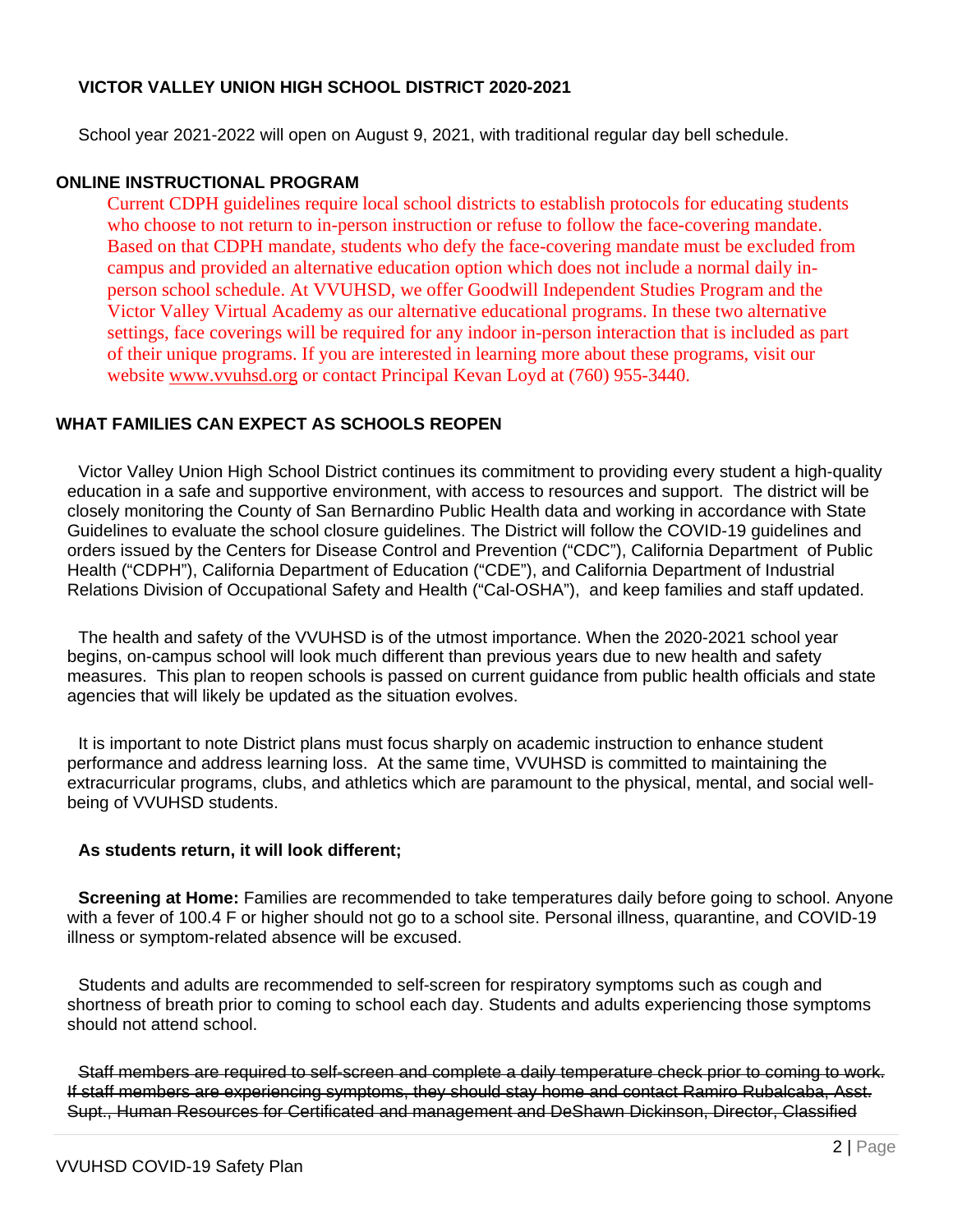**VICTOR VALLEY UNION HIGH SCHOOL DISTRICT 2020-2021**

School year 2021-2022 will open on August 9, 2021, with traditional regular day bell schedule.

## ONLINE INSTRUCTIONAL PROGRAM

Current CDPH guidelines require local school districts to establish protocols for educating students who choose to not return to in-person instruction or refuse to follow the face-covering mandate. Based on that CDPH mandate, students who defy the face-covering mandate must be excluded from campus and provided an alternative education option which does not include a normal daily in-person school schedule. At VVUHSD, we offer Goodwill Independent Studies Program and the Victor Valley Virtual Academy as our alternative educational programs. In these two alternative settings, face coverings will be required for any indoor in-person interaction that is included as part of their unique programs. If you are interested in learning more about these programs, visit our website www.vvuhsd.org or contact Principal Kevan Loyd at (760) 955-3440.

## WHAT FAMILIES CAN EXPECT AS SCHOOLS REOPEN

Victor Valley Union High School District continues its commitment to providing every student a high-quality education in a safe and supportive environment, with access to resources and support. The district will be closely monitoring the County of San Bernardino Public Health data and working in accordance with State Guidelines to evaluate the school closure guidelines. The District will follow the COVID-19 guidelines and orders issued by the Centers for Disease Control and Prevention ("CDC"), California Department of Public Health ("CDPH"), California Department of Education ("CDE"), and California Department of Industrial Relations Division of Occupational Safety and Health ("Cal-OSHA"), and keep families and staff updated.

The health and safety of the VVUHSD is of the utmost importance. When the 2020-2021 school year begins, on-campus school will look much different than previous years due to new health and safety measures. This plan to reopen schools is passed on current guidance from public health officials and state agencies that will likely be updated as the situation evolves.

It is important to note District plans must focus sharply on academic instruction to enhance student performance and address learning loss. At the same time, VVUHSD is committed to maintaining the extracurricular programs, clubs, and athletics which are paramount to the physical, mental, and social well-being of VVUHSD students.

**As students return, it will look different;**

**Screening at Home:** Families are recommended to take temperatures daily before going to school. Anyone with a fever of 100.4 F or higher should not go to a school site. Personal illness, quarantine, and COVID-19 illness or symptom-related absence will be excused.

Students and adults are recommended to self-screen for respiratory symptoms such as cough and shortness of breath prior to coming to school each day. Students and adults experiencing those symptoms should not attend school.

~~Staff members are required to self-screen and complete a daily temperature check prior to coming to work. If staff members are experiencing symptoms, they should stay home and contact Ramiro Rubalcaba, Asst. Supt., Human Resources for Certificated and management and DeShawn Dickinson, Director, Classified~~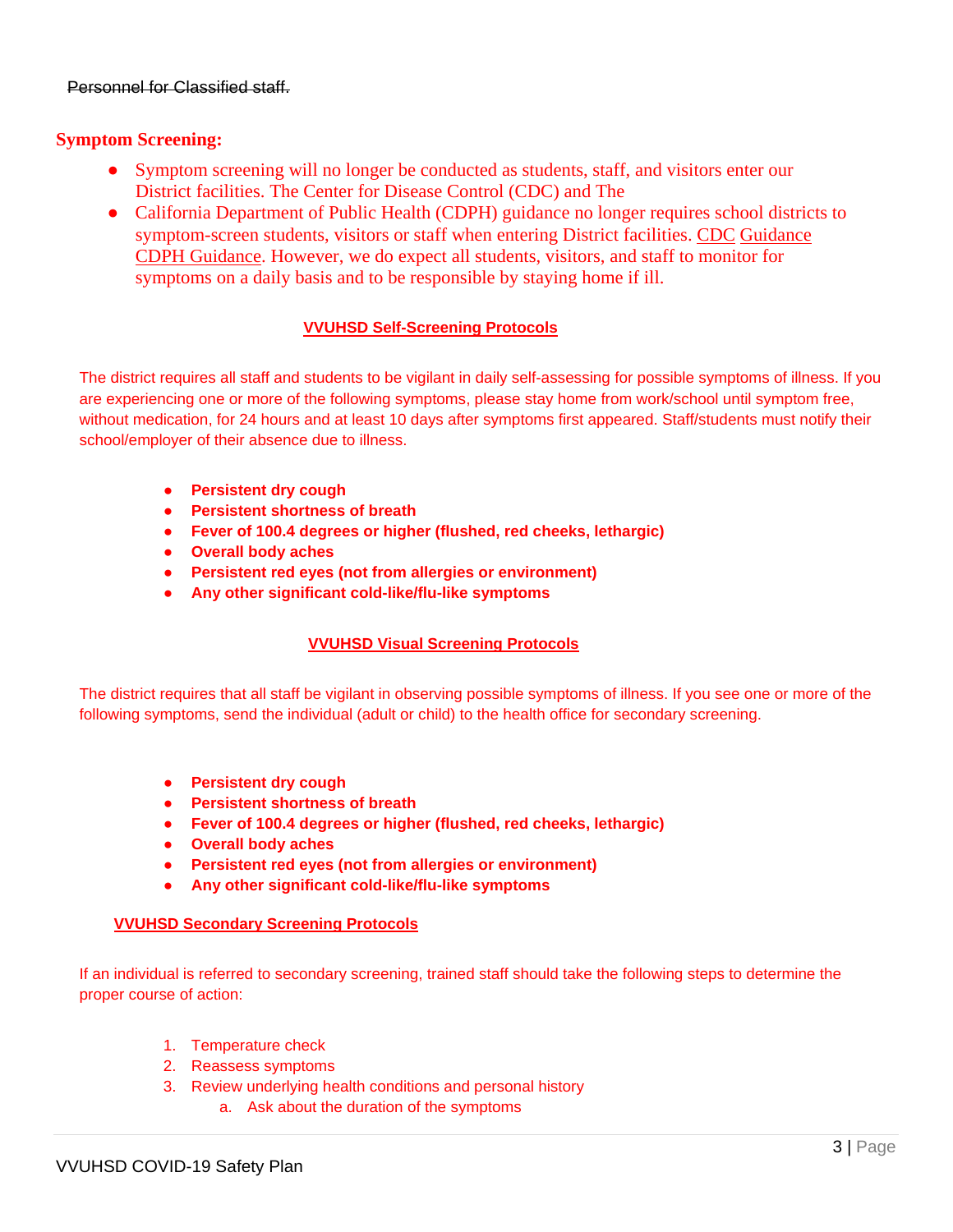~~Personnel for Classified staff.~~

## Symptom Screening:

- Symptom screening will no longer be conducted as students, staff, and visitors enter our District facilities. The Center for Disease Control (CDC) and The
- California Department of Public Health (CDPH) guidance no longer requires school districts to symptom-screen students, visitors or staff when entering District facilities. CDC Guidance CDPH Guidance. However, we do expect all students, visitors, and staff to monitor for symptoms on a daily basis and to be responsible by staying home if ill.

### VVUHSD Self-Screening Protocols

The district requires all staff and students to be vigilant in daily self-assessing for possible symptoms of illness. If you are experiencing one or more of the following symptoms, please stay home from work/school until symptom free, without medication, for 24 hours and at least 10 days after symptoms first appeared. Staff/students must notify their school/employer of their absence due to illness.

- **Persistent dry cough**
- **Persistent shortness of breath**
- **Fever of 100.4 degrees or higher (flushed, red cheeks, lethargic)**
- **Overall body aches**
- **Persistent red eyes (not from allergies or environment)**
- **Any other significant cold-like/flu-like symptoms**

### VVUHSD Visual Screening Protocols

The district requires that all staff be vigilant in observing possible symptoms of illness. If you see one or more of the following symptoms, send the individual (adult or child) to the health office for secondary screening.

- **Persistent dry cough**
- **Persistent shortness of breath**
- **Fever of 100.4 degrees or higher (flushed, red cheeks, lethargic)**
- **Overall body aches**
- **Persistent red eyes (not from allergies or environment)**
- **Any other significant cold-like/flu-like symptoms**

### VVUHSD Secondary Screening Protocols

If an individual is referred to secondary screening, trained staff should take the following steps to determine the proper course of action:

1. Temperature check
2. Reassess symptoms
3. Review underlying health conditions and personal history
   a. Ask about the duration of the symptoms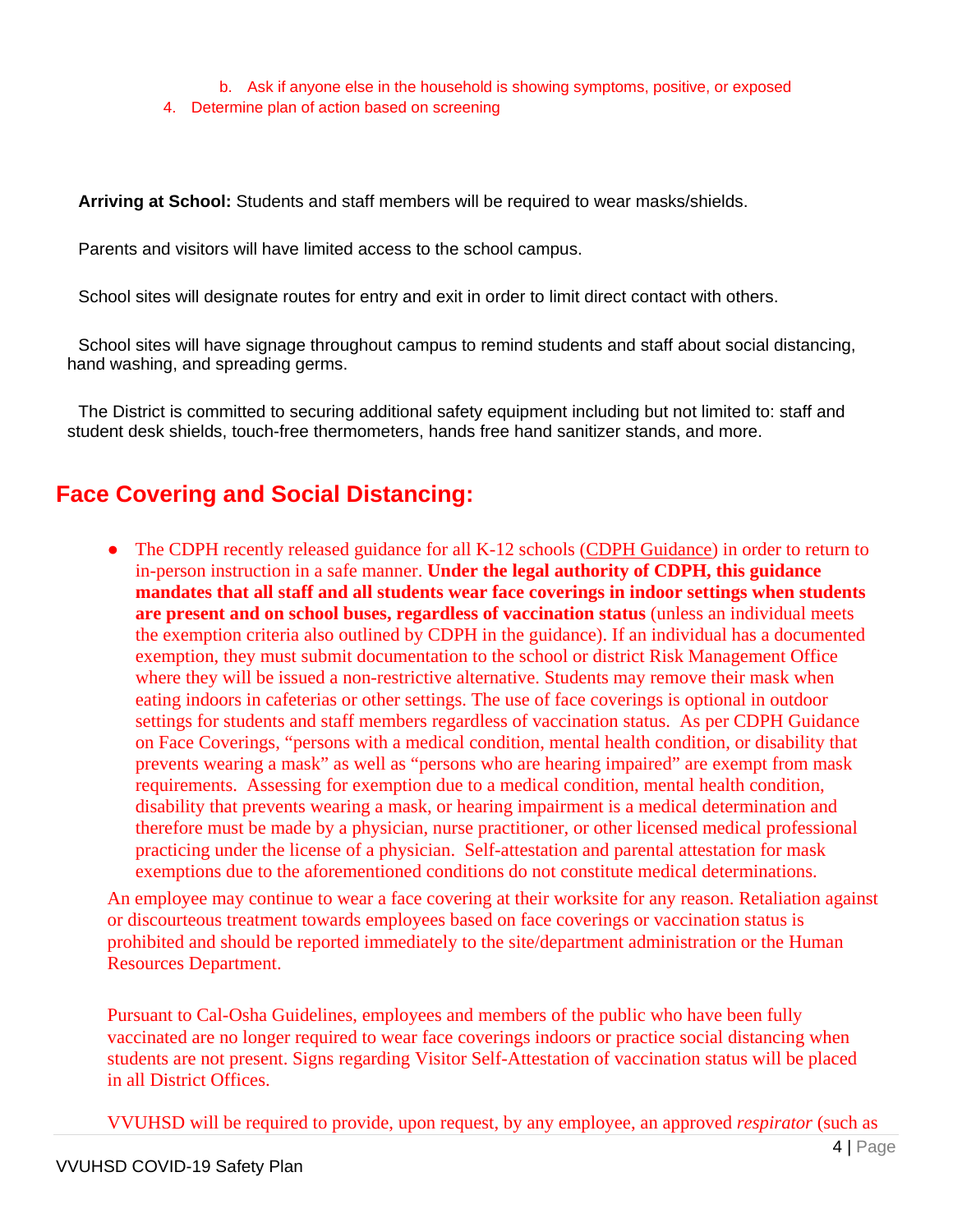b. Ask if anyone else in the household is showing symptoms, positive, or exposed

4. Determine plan of action based on screening

**Arriving at School:** Students and staff members will be required to wear masks/shields.

Parents and visitors will have limited access to the school campus.

School sites will designate routes for entry and exit in order to limit direct contact with others.

School sites will have signage throughout campus to remind students and staff about social distancing, hand washing, and spreading germs.

The District is committed to securing additional safety equipment including but not limited to: staff and student desk shields, touch-free thermometers, hands free hand sanitizer stands, and more.

## Face Covering and Social Distancing:

- The CDPH recently released guidance for all K-12 schools (CDPH Guidance) in order to return to in-person instruction in a safe manner. **Under the legal authority of CDPH, this guidance mandates that all staff and all students wear face coverings in indoor settings when students are present and on school buses, regardless of vaccination status** (unless an individual meets the exemption criteria also outlined by CDPH in the guidance). If an individual has a documented exemption, they must submit documentation to the school or district Risk Management Office where they will be issued a non-restrictive alternative. Students may remove their mask when eating indoors in cafeterias or other settings. The use of face coverings is optional in outdoor settings for students and staff members regardless of vaccination status. As per CDPH Guidance on Face Coverings, "persons with a medical condition, mental health condition, or disability that prevents wearing a mask" as well as "persons who are hearing impaired" are exempt from mask requirements. Assessing for exemption due to a medical condition, mental health condition, disability that prevents wearing a mask, or hearing impairment is a medical determination and therefore must be made by a physician, nurse practitioner, or other licensed medical professional practicing under the license of a physician. Self-attestation and parental attestation for mask exemptions due to the aforementioned conditions do not constitute medical determinations.

An employee may continue to wear a face covering at their worksite for any reason. Retaliation against or discourteous treatment towards employees based on face coverings or vaccination status is prohibited and should be reported immediately to the site/department administration or the Human Resources Department.

Pursuant to Cal-Osha Guidelines, employees and members of the public who have been fully vaccinated are no longer required to wear face coverings indoors or practice social distancing when students are not present. Signs regarding Visitor Self-Attestation of vaccination status will be placed in all District Offices.

VVUHSD will be required to provide, upon request, by any employee, an approved *respirator* (such as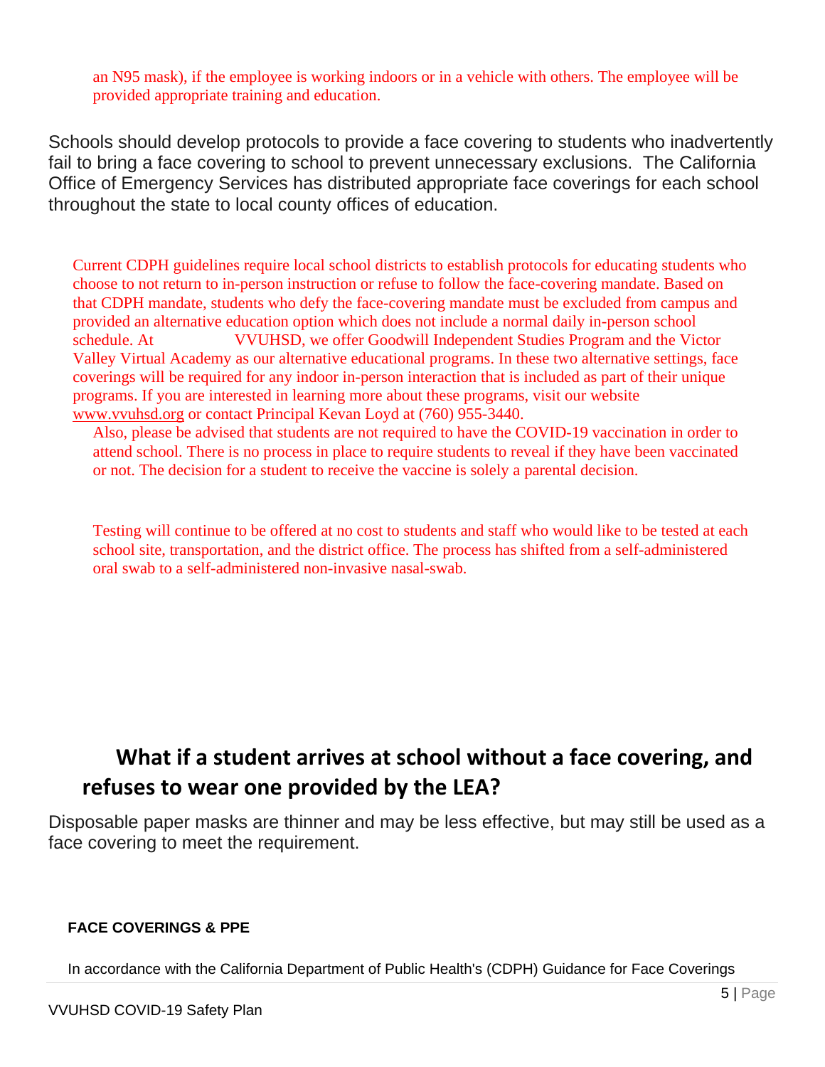an N95 mask), if the employee is working indoors or in a vehicle with others. The employee will be provided appropriate training and education.

Schools should develop protocols to provide a face covering to students who inadvertently fail to bring a face covering to school to prevent unnecessary exclusions. The California Office of Emergency Services has distributed appropriate face coverings for each school throughout the state to local county offices of education.

Current CDPH guidelines require local school districts to establish protocols for educating students who choose to not return to in-person instruction or refuse to follow the face-covering mandate. Based on that CDPH mandate, students who defy the face-covering mandate must be excluded from campus and provided an alternative education option which does not include a normal daily in-person school schedule. At VVUHSD, we offer Goodwill Independent Studies Program and the Victor Valley Virtual Academy as our alternative educational programs. In these two alternative settings, face coverings will be required for any indoor in-person interaction that is included as part of their unique programs. If you are interested in learning more about these programs, visit our website www.vvuhsd.org or contact Principal Kevan Loyd at (760) 955-3440.

Also, please be advised that students are not required to have the COVID-19 vaccination in order to attend school. There is no process in place to require students to reveal if they have been vaccinated or not. The decision for a student to receive the vaccine is solely a parental decision.

Testing will continue to be offered at no cost to students and staff who would like to be tested at each school site, transportation, and the district office. The process has shifted from a self-administered oral swab to a self-administered non-invasive nasal-swab.

## What if a student arrives at school without a face covering, and refuses to wear one provided by the LEA?

Disposable paper masks are thinner and may be less effective, but may still be used as a face covering to meet the requirement.

**FACE COVERINGS & PPE**

In accordance with the California Department of Public Health's (CDPH) Guidance for Face Coverings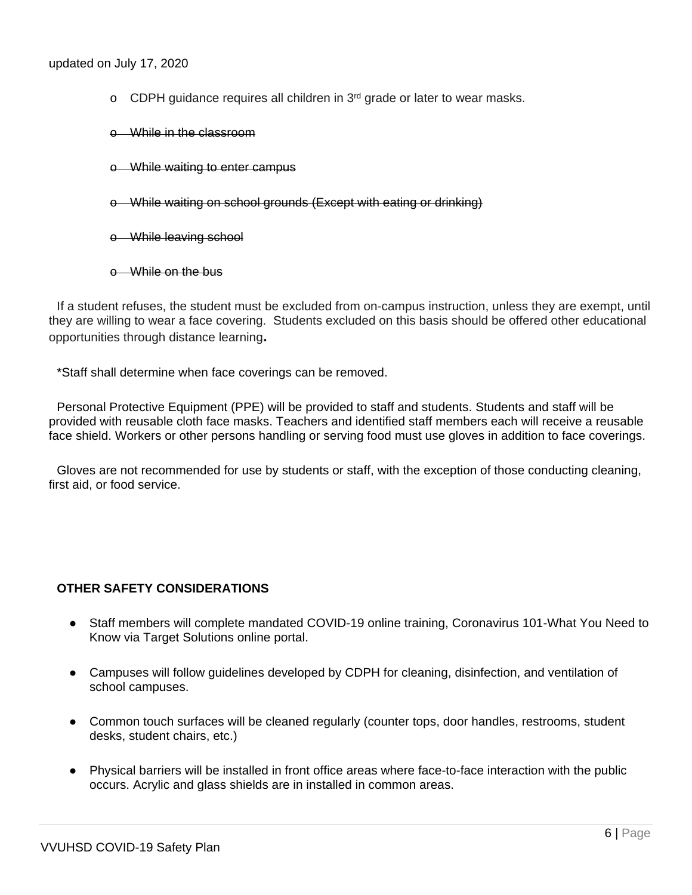updated on July 17, 2020

- CDPH guidance requires all children in 3rd grade or later to wear masks.
- ~~While in the classroom~~
- ~~While waiting to enter campus~~
- ~~While waiting on school grounds (Except with eating or drinking)~~
- ~~While leaving school~~
- ~~While on the bus~~

If a student refuses, the student must be excluded from on-campus instruction, unless they are exempt, until they are willing to wear a face covering. Students excluded on this basis should be offered other educational opportunities through distance learning**.**

*Staff shall determine when face coverings can be removed.

Personal Protective Equipment (PPE) will be provided to staff and students. Students and staff will be provided with reusable cloth face masks. Teachers and identified staff members each will receive a reusable face shield. Workers or other persons handling or serving food must use gloves in addition to face coverings.

Gloves are not recommended for use by students or staff, with the exception of those conducting cleaning, first aid, or food service.

**OTHER SAFETY CONSIDERATIONS**

- Staff members will complete mandated COVID-19 online training, Coronavirus 101-What You Need to Know via Target Solutions online portal.
- Campuses will follow guidelines developed by CDPH for cleaning, disinfection, and ventilation of school campuses.
- Common touch surfaces will be cleaned regularly (counter tops, door handles, restrooms, student desks, student chairs, etc.)
- Physical barriers will be installed in front office areas where face-to-face interaction with the public occurs. Acrylic and glass shields are in installed in common areas.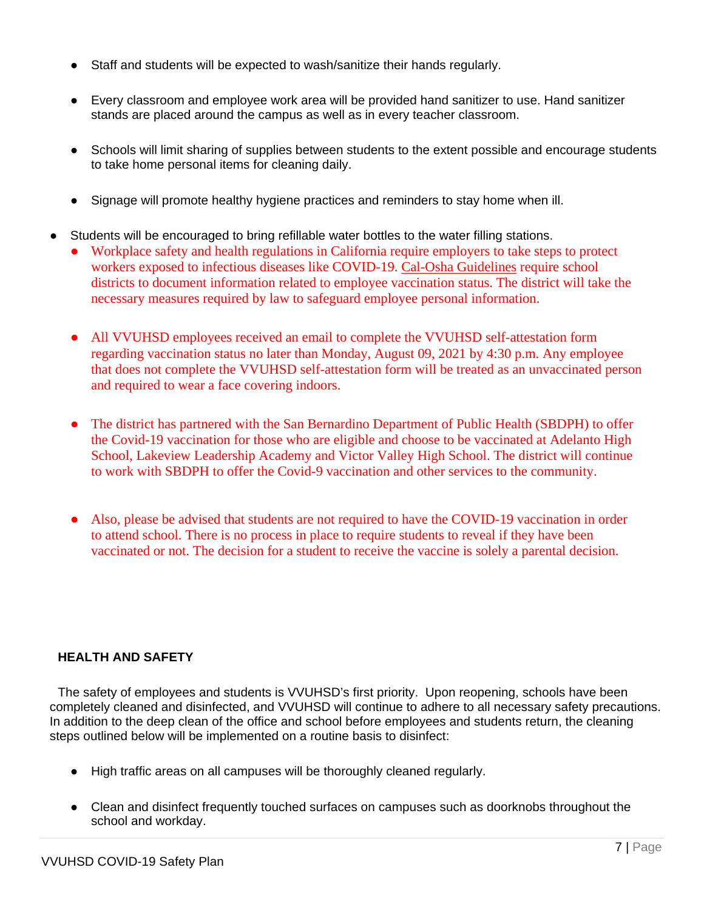- Staff and students will be expected to wash/sanitize their hands regularly.

- Every classroom and employee work area will be provided hand sanitizer to use. Hand sanitizer stands are placed around the campus as well as in every teacher classroom.

- Schools will limit sharing of supplies between students to the extent possible and encourage students to take home personal items for cleaning daily.

- Signage will promote healthy hygiene practices and reminders to stay home when ill.

- Students will be encouraged to bring refillable water bottles to the water filling stations.
  - Workplace safety and health regulations in California require employers to take steps to protect workers exposed to infectious diseases like COVID-19. Cal-Osha Guidelines require school districts to document information related to employee vaccination status. The district will take the necessary measures required by law to safeguard employee personal information.

  - All VVUHSD employees received an email to complete the VVUHSD self-attestation form regarding vaccination status no later than Monday, August 09, 2021 by 4:30 p.m. Any employee that does not complete the VVUHSD self-attestation form will be treated as an unvaccinated person and required to wear a face covering indoors.

  - The district has partnered with the San Bernardino Department of Public Health (SBDPH) to offer the Covid-19 vaccination for those who are eligible and choose to be vaccinated at Adelanto High School, Lakeview Leadership Academy and Victor Valley High School. The district will continue to work with SBDPH to offer the Covid-9 vaccination and other services to the community.

  - Also, please be advised that students are not required to have the COVID-19 vaccination in order to attend school. There is no process in place to require students to reveal if they have been vaccinated or not. The decision for a student to receive the vaccine is solely a parental decision.

**HEALTH AND SAFETY**

The safety of employees and students is VVUHSD's first priority. Upon reopening, schools have been completely cleaned and disinfected, and VVUHSD will continue to adhere to all necessary safety precautions. In addition to the deep clean of the office and school before employees and students return, the cleaning steps outlined below will be implemented on a routine basis to disinfect:

- High traffic areas on all campuses will be thoroughly cleaned regularly.

- Clean and disinfect frequently touched surfaces on campuses such as doorknobs throughout the school and workday.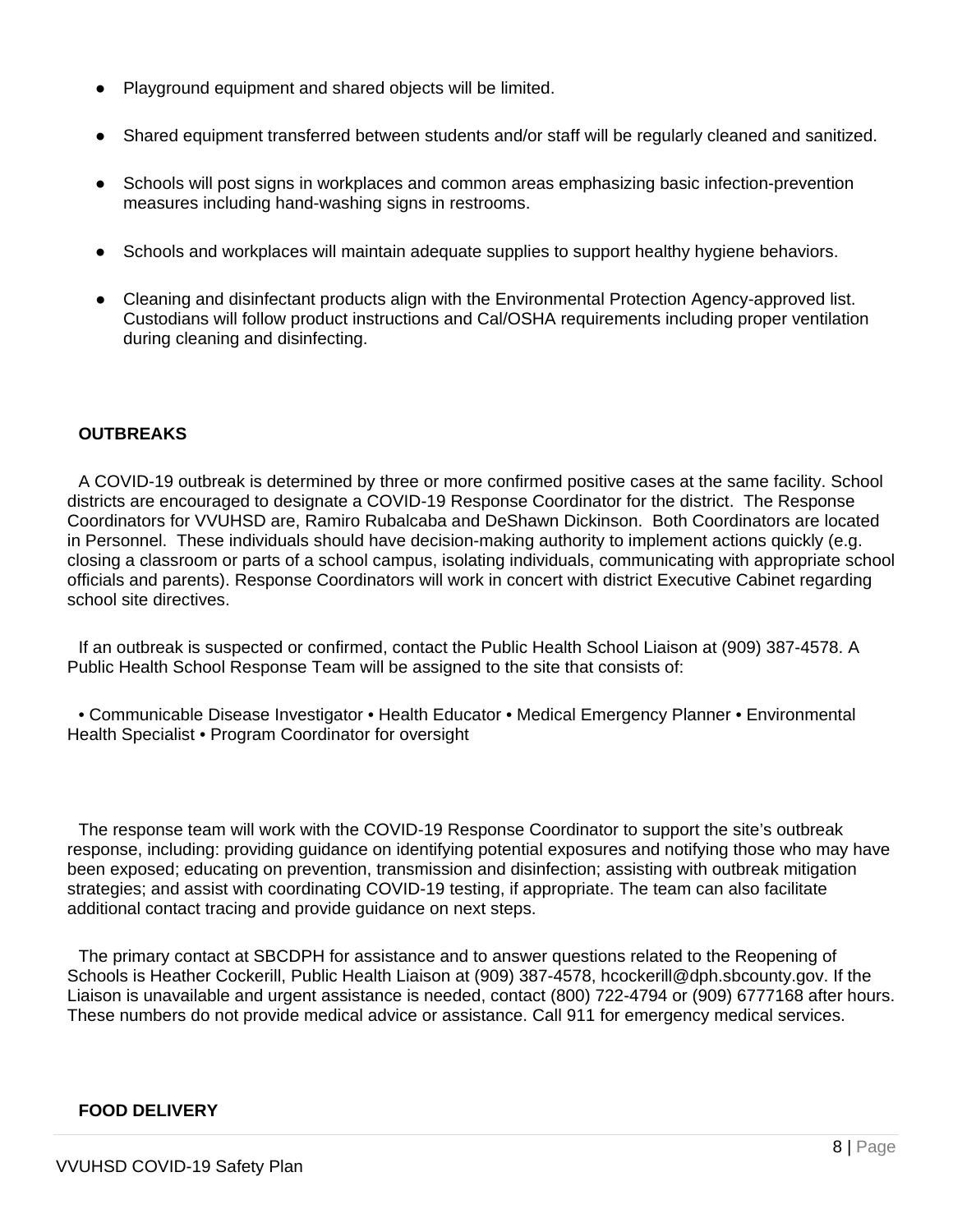- Playground equipment and shared objects will be limited.
- Shared equipment transferred between students and/or staff will be regularly cleaned and sanitized.
- Schools will post signs in workplaces and common areas emphasizing basic infection-prevention measures including hand-washing signs in restrooms.
- Schools and workplaces will maintain adequate supplies to support healthy hygiene behaviors.
- Cleaning and disinfectant products align with the Environmental Protection Agency-approved list. Custodians will follow product instructions and Cal/OSHA requirements including proper ventilation during cleaning and disinfecting.

**OUTBREAKS**

A COVID-19 outbreak is determined by three or more confirmed positive cases at the same facility. School districts are encouraged to designate a COVID-19 Response Coordinator for the district. The Response Coordinators for VVUHSD are, Ramiro Rubalcaba and DeShawn Dickinson. Both Coordinators are located in Personnel. These individuals should have decision-making authority to implement actions quickly (e.g. closing a classroom or parts of a school campus, isolating individuals, communicating with appropriate school officials and parents). Response Coordinators will work in concert with district Executive Cabinet regarding school site directives.

If an outbreak is suspected or confirmed, contact the Public Health School Liaison at (909) 387-4578. A Public Health School Response Team will be assigned to the site that consists of:

• Communicable Disease Investigator • Health Educator • Medical Emergency Planner • Environmental Health Specialist • Program Coordinator for oversight

The response team will work with the COVID-19 Response Coordinator to support the site's outbreak response, including: providing guidance on identifying potential exposures and notifying those who may have been exposed; educating on prevention, transmission and disinfection; assisting with outbreak mitigation strategies; and assist with coordinating COVID-19 testing, if appropriate. The team can also facilitate additional contact tracing and provide guidance on next steps.

The primary contact at SBCDPH for assistance and to answer questions related to the Reopening of Schools is Heather Cockerill, Public Health Liaison at (909) 387-4578, hcockerill@dph.sbcounty.gov. If the Liaison is unavailable and urgent assistance is needed, contact (800) 722-4794 or (909) 6777168 after hours. These numbers do not provide medical advice or assistance. Call 911 for emergency medical services.

**FOOD DELIVERY**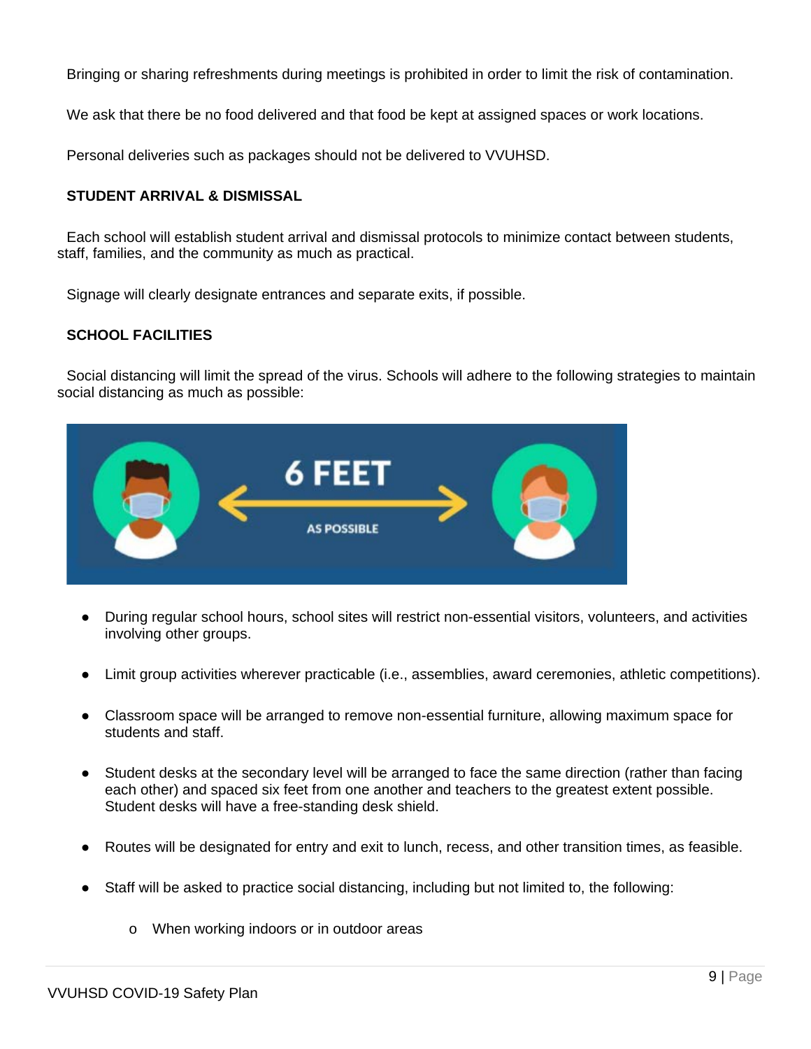Bringing or sharing refreshments during meetings is prohibited in order to limit the risk of contamination.

We ask that there be no food delivered and that food be kept at assigned spaces or work locations.

Personal deliveries such as packages should not be delivered to VVUHSD.

**STUDENT ARRIVAL & DISMISSAL**

Each school will establish student arrival and dismissal protocols to minimize contact between students, staff, families, and the community as much as practical.

Signage will clearly designate entrances and separate exits, if possible.

**SCHOOL FACILITIES**

Social distancing will limit the spread of the virus. Schools will adhere to the following strategies to maintain social distancing as much as possible:

- During regular school hours, school sites will restrict non-essential visitors, volunteers, and activities involving other groups.
- Limit group activities wherever practicable (i.e., assemblies, award ceremonies, athletic competitions).
- Classroom space will be arranged to remove non-essential furniture, allowing maximum space for students and staff.
- Student desks at the secondary level will be arranged to face the same direction (rather than facing each other) and spaced six feet from one another and teachers to the greatest extent possible. Student desks will have a free-standing desk shield.
- Routes will be designated for entry and exit to lunch, recess, and other transition times, as feasible.
- Staff will be asked to practice social distancing, including but not limited to, the following:
  - When working indoors or in outdoor areas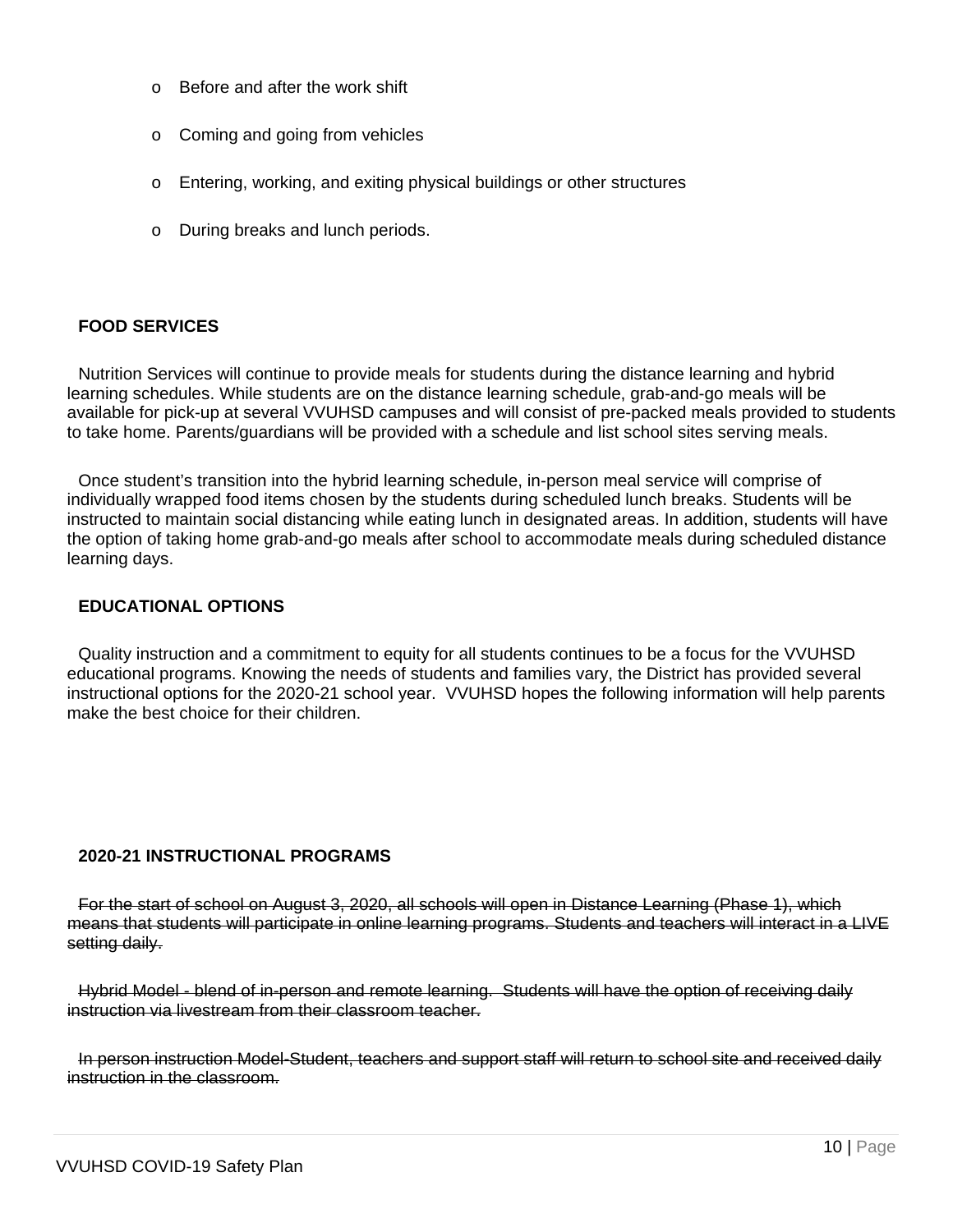- Before and after the work shift
- Coming and going from vehicles
- Entering, working, and exiting physical buildings or other structures
- During breaks and lunch periods.

**FOOD SERVICES**

Nutrition Services will continue to provide meals for students during the distance learning and hybrid learning schedules. While students are on the distance learning schedule, grab-and-go meals will be available for pick-up at several VVUHSD campuses and will consist of pre-packed meals provided to students to take home. Parents/guardians will be provided with a schedule and list school sites serving meals.

Once student's transition into the hybrid learning schedule, in-person meal service will comprise of individually wrapped food items chosen by the students during scheduled lunch breaks. Students will be instructed to maintain social distancing while eating lunch in designated areas. In addition, students will have the option of taking home grab-and-go meals after school to accommodate meals during scheduled distance learning days.

**EDUCATIONAL OPTIONS**

Quality instruction and a commitment to equity for all students continues to be a focus for the VVUHSD educational programs. Knowing the needs of students and families vary, the District has provided several instructional options for the 2020-21 school year. VVUHSD hopes the following information will help parents make the best choice for their children.

**2020-21 INSTRUCTIONAL PROGRAMS**

~~For the start of school on August 3, 2020, all schools will open in Distance Learning (Phase 1), which means that students will participate in online learning programs. Students and teachers will interact in a LIVE setting daily.~~

~~Hybrid Model - blend of in-person and remote learning. Students will have the option of receiving daily instruction via livestream from their classroom teacher.~~

~~In person instruction Model-Student, teachers and support staff will return to school site and received daily instruction in the classroom.~~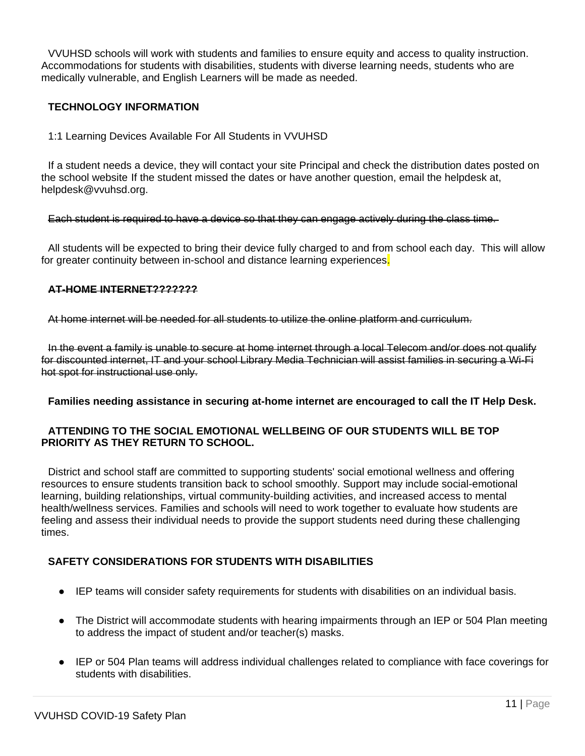VVUHSD schools will work with students and families to ensure equity and access to quality instruction. Accommodations for students with disabilities, students with diverse learning needs, students who are medically vulnerable, and English Learners will be made as needed.

**TECHNOLOGY INFORMATION**

1:1 Learning Devices Available For All Students in VVUHSD

If a student needs a device, they will contact your site Principal and check the distribution dates posted on the school website If the student missed the dates or have another question, email the helpdesk at, helpdesk@vvuhsd.org.

~~Each student is required to have a device so that they can engage actively during the class time.~~

All students will be expected to bring their device fully charged to and from school each day. This will allow for greater continuity between in-school and distance learning experiences.

~~**AT-HOME INTERNET???????**~~

~~At home internet will be needed for all students to utilize the online platform and curriculum.~~

~~In the event a family is unable to secure at home internet through a local Telecom and/or does not qualify for discounted internet, IT and your school Library Media Technician will assist families in securing a Wi-Fi hot spot for instructional use only.~~

**Families needing assistance in securing at-home internet are encouraged to call the IT Help Desk.**

**ATTENDING TO THE SOCIAL EMOTIONAL WELLBEING OF OUR STUDENTS WILL BE TOP PRIORITY AS THEY RETURN TO SCHOOL.**

District and school staff are committed to supporting students' social emotional wellness and offering resources to ensure students transition back to school smoothly. Support may include social-emotional learning, building relationships, virtual community-building activities, and increased access to mental health/wellness services. Families and schools will need to work together to evaluate how students are feeling and assess their individual needs to provide the support students need during these challenging times.

**SAFETY CONSIDERATIONS FOR STUDENTS WITH DISABILITIES**

- IEP teams will consider safety requirements for students with disabilities on an individual basis.
- The District will accommodate students with hearing impairments through an IEP or 504 Plan meeting to address the impact of student and/or teacher(s) masks.
- IEP or 504 Plan teams will address individual challenges related to compliance with face coverings for students with disabilities.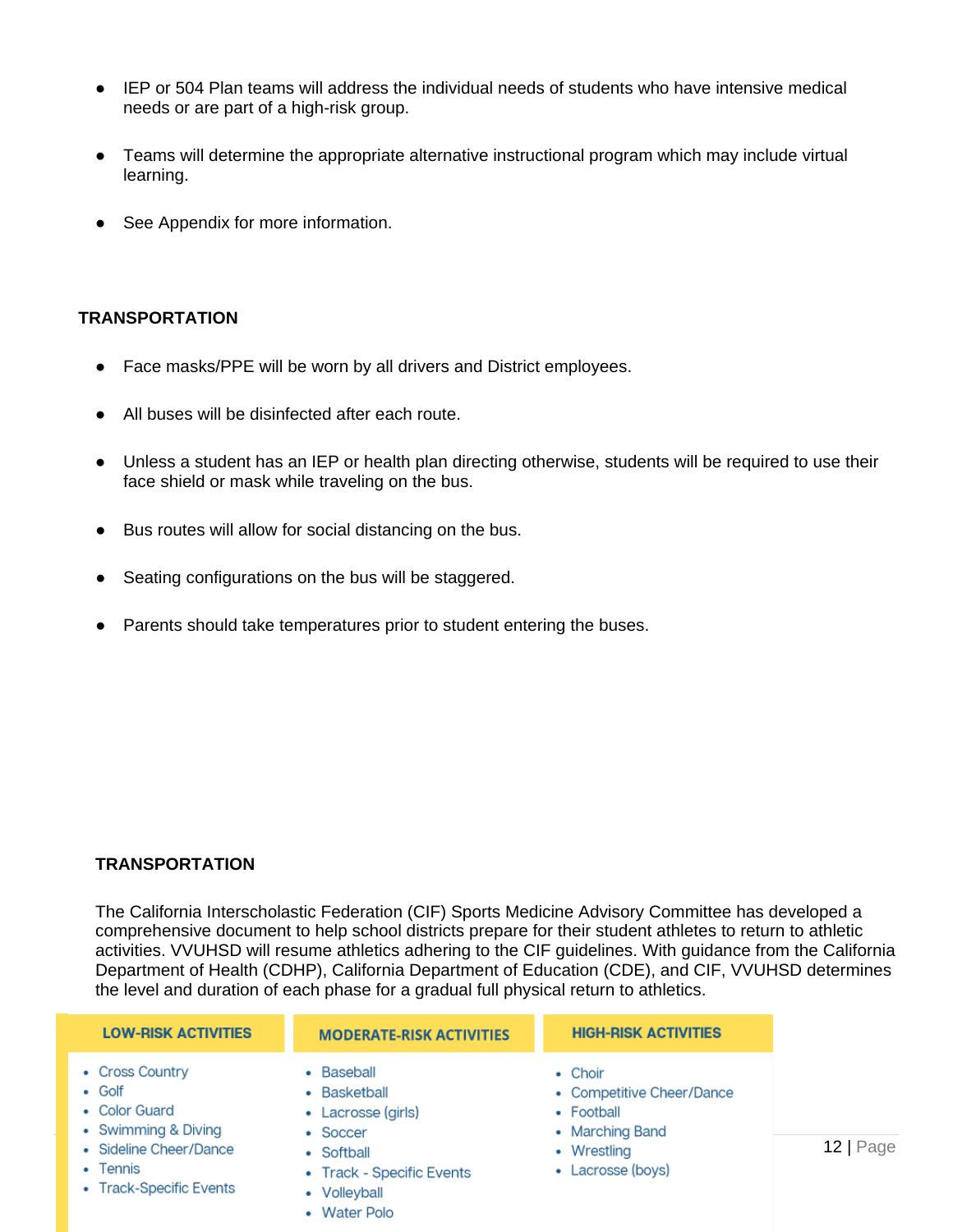- IEP or 504 Plan teams will address the individual needs of students who have intensive medical needs or are part of a high-risk group.
- Teams will determine the appropriate alternative instructional program which may include virtual learning.
- See Appendix for more information.

## TRANSPORTATION

- Face masks/PPE will be worn by all drivers and District employees.
- All buses will be disinfected after each route.
- Unless a student has an IEP or health plan directing otherwise, students will be required to use their face shield or mask while traveling on the bus.
- Bus routes will allow for social distancing on the bus.
- Seating configurations on the bus will be staggered.
- Parents should take temperatures prior to student entering the buses.

## TRANSPORTATION

The California Interscholastic Federation (CIF) Sports Medicine Advisory Committee has developed a comprehensive document to help school districts prepare for their student athletes to return to athletic activities. VVUHSD will resume athletics adhering to the CIF guidelines. With guidance from the California Department of Health (CDHP), California Department of Education (CDE), and CIF, VVUHSD determines the level and duration of each phase for a gradual full physical return to athletics.

| LOW-RISK ACTIVITIES | MODERATE-RISK ACTIVITIES | HIGH-RISK ACTIVITIES |
|---|---|---|
| • Cross Country | • Baseball | • Choir |
| • Golf | • Basketball | • Competitive Cheer/Dance |
| • Color Guard | • Lacrosse (girls) | • Football |
| • Swimming & Diving | • Soccer | • Marching Band |
| • Sideline Cheer/Dance | • Softball | • Wrestling |
| • Tennis | • Track - Specific Events | • Lacrosse (boys) |
| • Track-Specific Events | • Volleyball | |
| | • Water Polo | |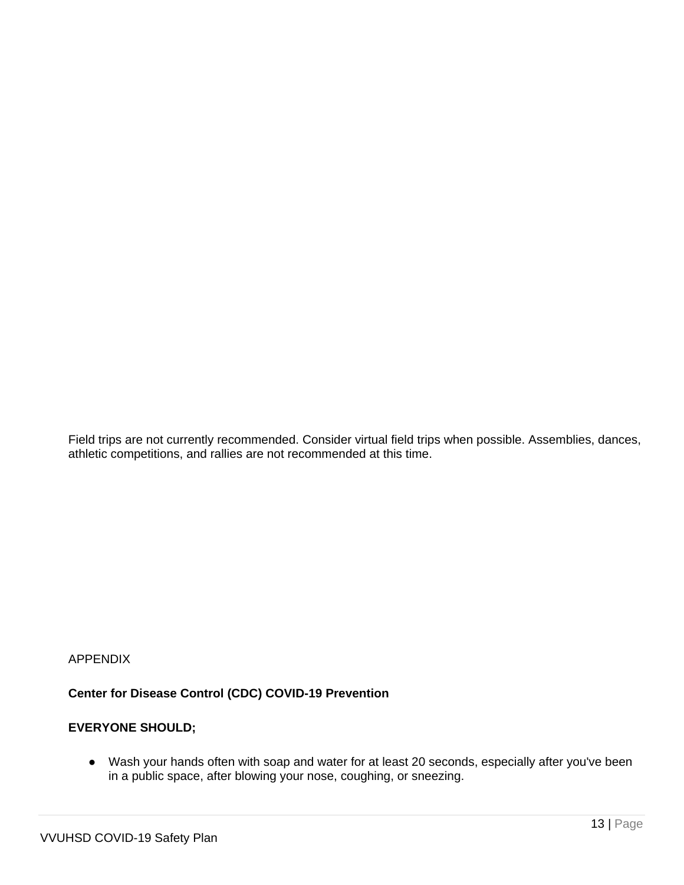Field trips are not currently recommended. Consider virtual field trips when possible. Assemblies, dances, athletic competitions, and rallies are not recommended at this time.

APPENDIX

**Center for Disease Control (CDC) COVID-19 Prevention**

**EVERYONE SHOULD;**

- Wash your hands often with soap and water for at least 20 seconds, especially after you've been in a public space, after blowing your nose, coughing, or sneezing.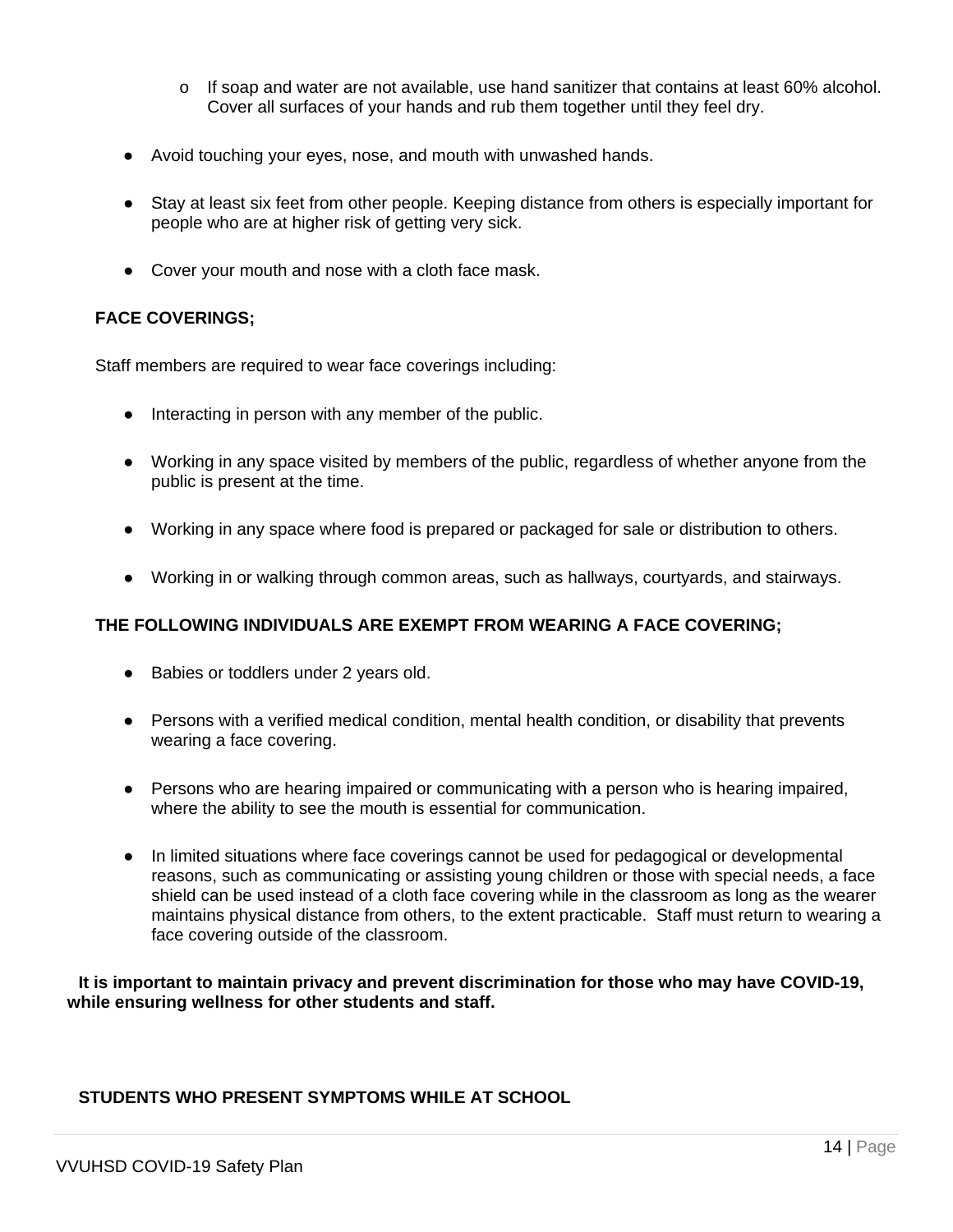- If soap and water are not available, use hand sanitizer that contains at least 60% alcohol. Cover all surfaces of your hands and rub them together until they feel dry.

- Avoid touching your eyes, nose, and mouth with unwashed hands.

- Stay at least six feet from other people. Keeping distance from others is especially important for people who are at higher risk of getting very sick.

- Cover your mouth and nose with a cloth face mask.

**FACE COVERINGS;**

Staff members are required to wear face coverings including:

- Interacting in person with any member of the public.

- Working in any space visited by members of the public, regardless of whether anyone from the public is present at the time.

- Working in any space where food is prepared or packaged for sale or distribution to others.

- Working in or walking through common areas, such as hallways, courtyards, and stairways.

**THE FOLLOWING INDIVIDUALS ARE EXEMPT FROM WEARING A FACE COVERING;**

- Babies or toddlers under 2 years old.

- Persons with a verified medical condition, mental health condition, or disability that prevents wearing a face covering.

- Persons who are hearing impaired or communicating with a person who is hearing impaired, where the ability to see the mouth is essential for communication.

- In limited situations where face coverings cannot be used for pedagogical or developmental reasons, such as communicating or assisting young children or those with special needs, a face shield can be used instead of a cloth face covering while in the classroom as long as the wearer maintains physical distance from others, to the extent practicable. Staff must return to wearing a face covering outside of the classroom.

**It is important to maintain privacy and prevent discrimination for those who may have COVID-19, while ensuring wellness for other students and staff.**

**STUDENTS WHO PRESENT SYMPTOMS WHILE AT SCHOOL**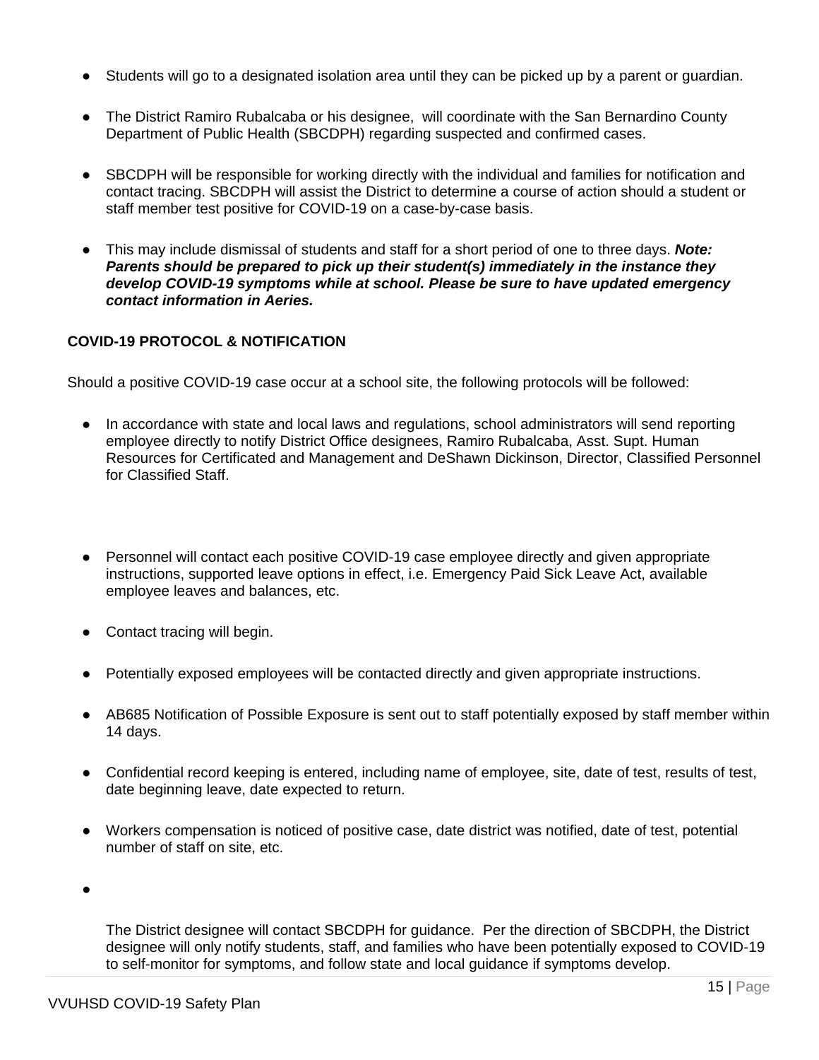- Students will go to a designated isolation area until they can be picked up by a parent or guardian.
- The District Ramiro Rubalcaba or his designee, will coordinate with the San Bernardino County Department of Public Health (SBCDPH) regarding suspected and confirmed cases.
- SBCDPH will be responsible for working directly with the individual and families for notification and contact tracing. SBCDPH will assist the District to determine a course of action should a student or staff member test positive for COVID-19 on a case-by-case basis.
- This may include dismissal of students and staff for a short period of one to three days. ***Note: Parents should be prepared to pick up their student(s) immediately in the instance they develop COVID-19 symptoms while at school. Please be sure to have updated emergency contact information in Aeries.***

**COVID-19 PROTOCOL & NOTIFICATION**

Should a positive COVID-19 case occur at a school site, the following protocols will be followed:

- In accordance with state and local laws and regulations, school administrators will send reporting employee directly to notify District Office designees, Ramiro Rubalcaba, Asst. Supt. Human Resources for Certificated and Management and DeShawn Dickinson, Director, Classified Personnel for Classified Staff.
- Personnel will contact each positive COVID-19 case employee directly and given appropriate instructions, supported leave options in effect, i.e. Emergency Paid Sick Leave Act, available employee leaves and balances, etc.
- Contact tracing will begin.
- Potentially exposed employees will be contacted directly and given appropriate instructions.
- AB685 Notification of Possible Exposure is sent out to staff potentially exposed by staff member within 14 days.
- Confidential record keeping is entered, including name of employee, site, date of test, results of test, date beginning leave, date expected to return.
- Workers compensation is noticed of positive case, date district was notified, date of test, potential number of staff on site, etc.
- The District designee will contact SBCDPH for guidance. Per the direction of SBCDPH, the District designee will only notify students, staff, and families who have been potentially exposed to COVID-19 to self-monitor for symptoms, and follow state and local guidance if symptoms develop.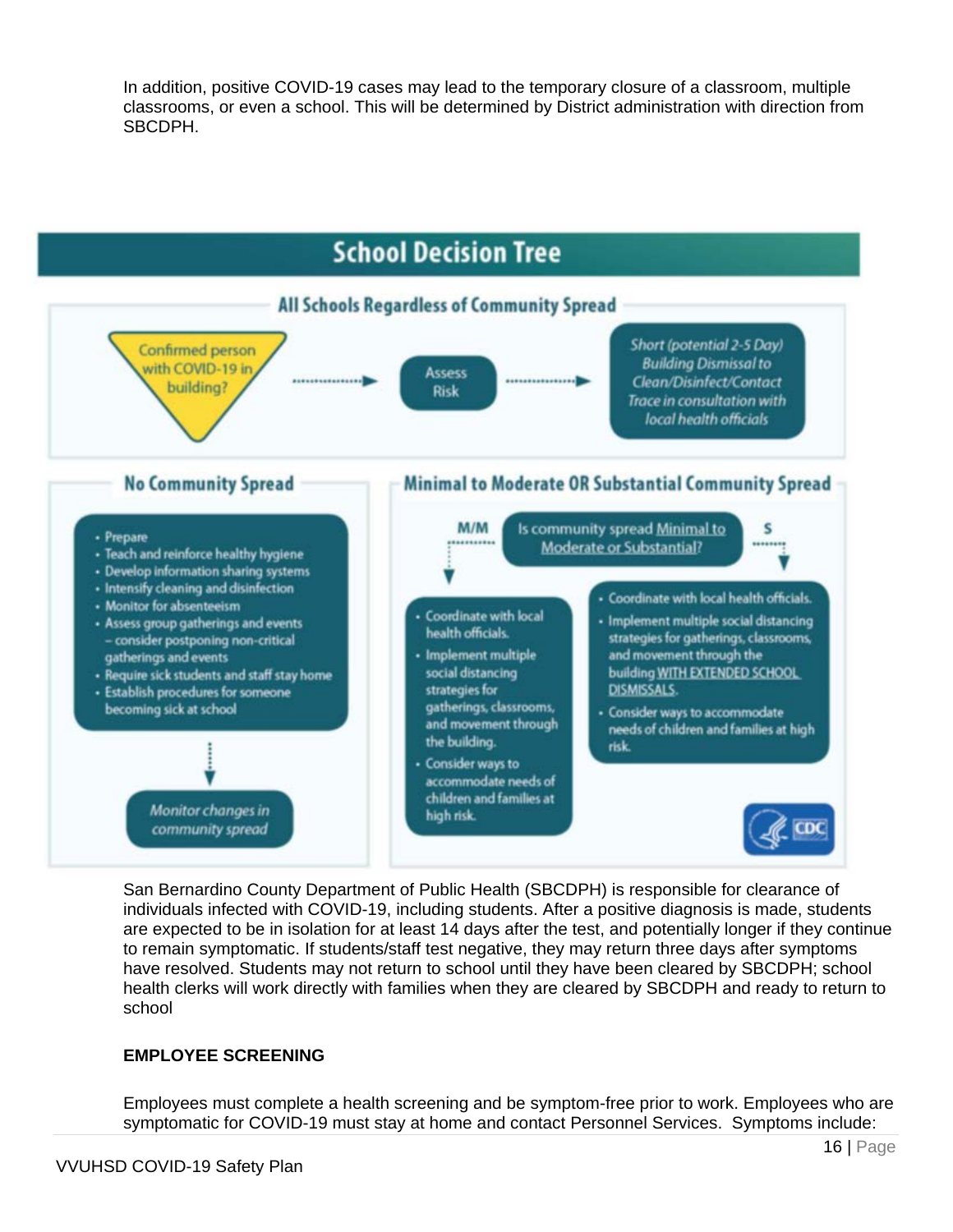In addition, positive COVID-19 cases may lead to the temporary closure of a classroom, multiple classrooms, or even a school. This will be determined by District administration with direction from SBCDPH.

## School Decision Tree

### All Schools Regardless of Community Spread

Confirmed person with COVID-19 in building? → Assess Risk → *Short (potential 2-5 Day) Building Dismissal to Clean/Disinfect/Contact Trace in consultation with local health officials*

### No Community Spread

- Prepare
- Teach and reinforce healthy hygiene
- Develop information sharing systems
- Intensify cleaning and disinfection
- Monitor for absenteeism
- Assess group gatherings and events – consider postponing non-critical gatherings and events
- Require sick students and staff stay home
- Establish procedures for someone becoming sick at school

↓

*Monitor changes in community spread*

### Minimal to Moderate OR Substantial Community Spread

Is community spread Minimal to Moderate or Substantial?

**M/M:**

- Coordinate with local health officials.
- Implement multiple social distancing strategies for gatherings, classrooms, and movement through the building.
- Consider ways to accommodate needs of children and families at high risk.

**S:**

- Coordinate with local health officials.
- Implement multiple social distancing strategies for gatherings, classrooms, and movement through the building WITH EXTENDED SCHOOL DISMISSALS.
- Consider ways to accommodate needs of children and families at high risk.

CDC

San Bernardino County Department of Public Health (SBCDPH) is responsible for clearance of individuals infected with COVID-19, including students. After a positive diagnosis is made, students are expected to be in isolation for at least 14 days after the test, and potentially longer if they continue to remain symptomatic. If students/staff test negative, they may return three days after symptoms have resolved. Students may not return to school until they have been cleared by SBCDPH; school health clerks will work directly with families when they are cleared by SBCDPH and ready to return to school

**EMPLOYEE SCREENING**

Employees must complete a health screening and be symptom-free prior to work. Employees who are symptomatic for COVID-19 must stay at home and contact Personnel Services. Symptoms include: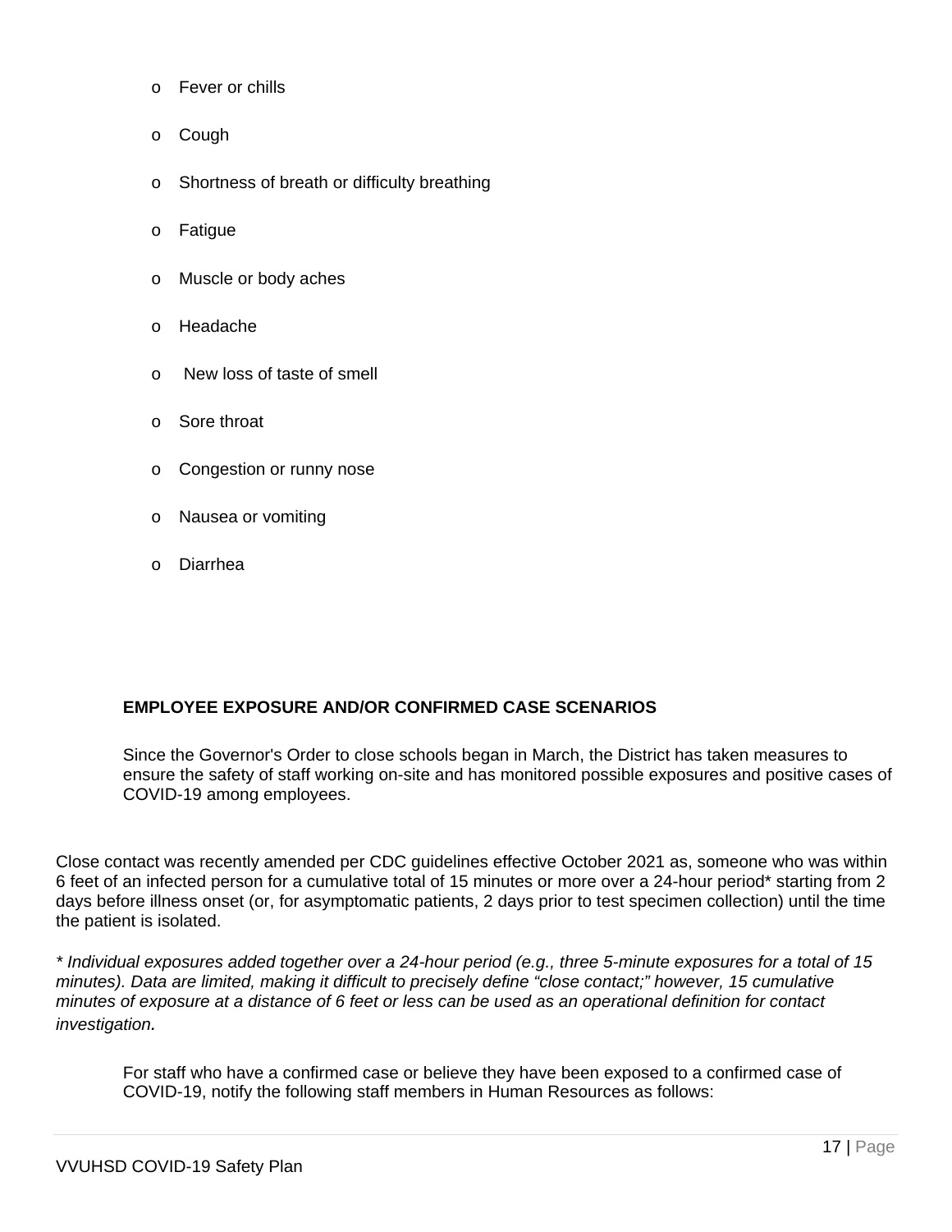- Fever or chills
- Cough
- Shortness of breath or difficulty breathing
- Fatigue
- Muscle or body aches
- Headache
- New loss of taste of smell
- Sore throat
- Congestion or runny nose
- Nausea or vomiting
- Diarrhea

**EMPLOYEE EXPOSURE AND/OR CONFIRMED CASE SCENARIOS**

Since the Governor's Order to close schools began in March, the District has taken measures to ensure the safety of staff working on-site and has monitored possible exposures and positive cases of COVID-19 among employees.

Close contact was recently amended per CDC guidelines effective October 2021 as, someone who was within 6 feet of an infected person for a cumulative total of 15 minutes or more over a 24-hour period* starting from 2 days before illness onset (or, for asymptomatic patients, 2 days prior to test specimen collection) until the time the patient is isolated.

*\* Individual exposures added together over a 24-hour period (e.g., three 5-minute exposures for a total of 15 minutes). Data are limited, making it difficult to precisely define "close contact;" however, 15 cumulative minutes of exposure at a distance of 6 feet or less can be used as an operational definition for contact investigation.*

For staff who have a confirmed case or believe they have been exposed to a confirmed case of COVID-19, notify the following staff members in Human Resources as follows: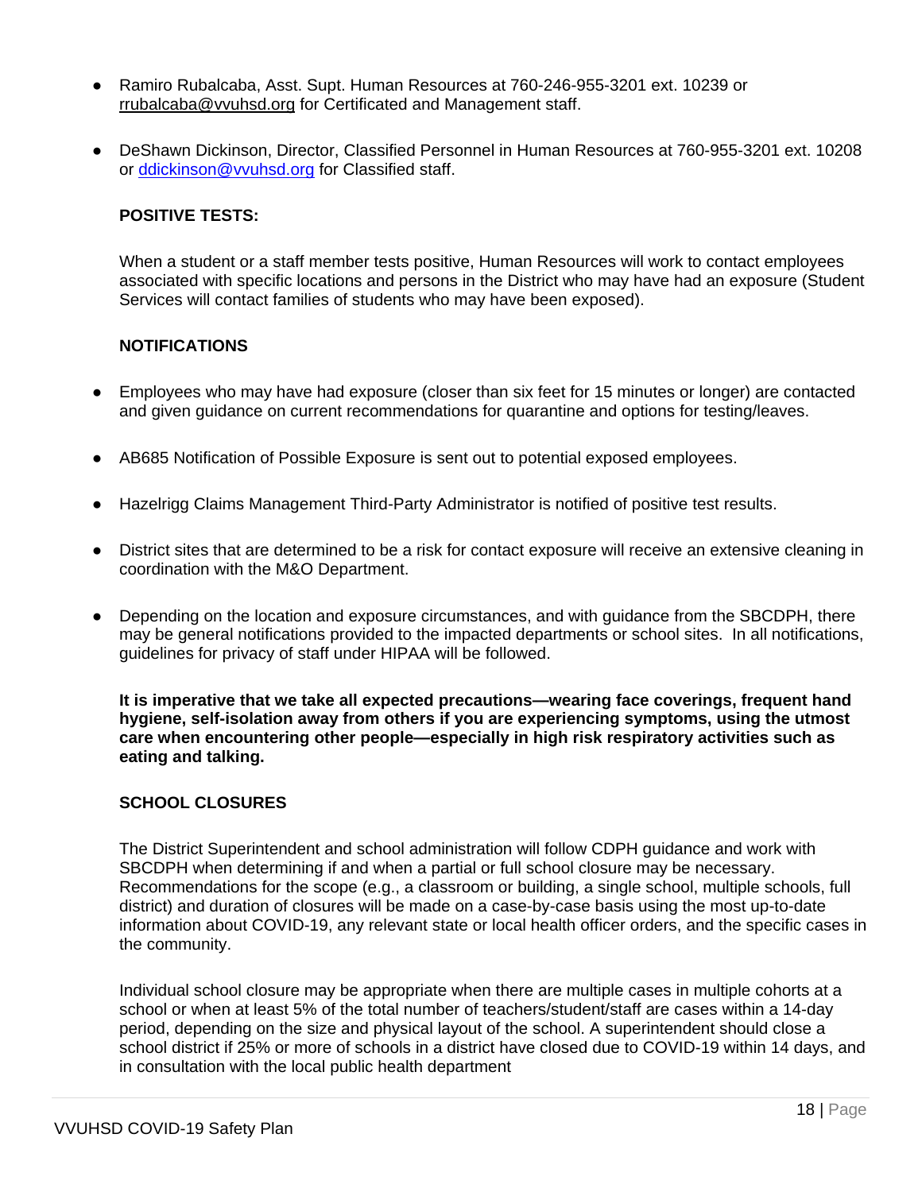- Ramiro Rubalcaba, Asst. Supt. Human Resources at 760-246-955-3201 ext. 10239 or rrubalcaba@vvuhsd.org for Certificated and Management staff.

- DeShawn Dickinson, Director, Classified Personnel in Human Resources at 760-955-3201 ext. 10208 or ddickinson@vvuhsd.org for Classified staff.

**POSITIVE TESTS:**

When a student or a staff member tests positive, Human Resources will work to contact employees associated with specific locations and persons in the District who may have had an exposure (Student Services will contact families of students who may have been exposed).

**NOTIFICATIONS**

- Employees who may have had exposure (closer than six feet for 15 minutes or longer) are contacted and given guidance on current recommendations for quarantine and options for testing/leaves.

- AB685 Notification of Possible Exposure is sent out to potential exposed employees.

- Hazelrigg Claims Management Third-Party Administrator is notified of positive test results.

- District sites that are determined to be a risk for contact exposure will receive an extensive cleaning in coordination with the M&O Department.

- Depending on the location and exposure circumstances, and with guidance from the SBCDPH, there may be general notifications provided to the impacted departments or school sites. In all notifications, guidelines for privacy of staff under HIPAA will be followed.

**It is imperative that we take all expected precautions—wearing face coverings, frequent hand hygiene, self-isolation away from others if you are experiencing symptoms, using the utmost care when encountering other people—especially in high risk respiratory activities such as eating and talking.**

**SCHOOL CLOSURES**

The District Superintendent and school administration will follow CDPH guidance and work with SBCDPH when determining if and when a partial or full school closure may be necessary. Recommendations for the scope (e.g., a classroom or building, a single school, multiple schools, full district) and duration of closures will be made on a case-by-case basis using the most up-to-date information about COVID-19, any relevant state or local health officer orders, and the specific cases in the community.

Individual school closure may be appropriate when there are multiple cases in multiple cohorts at a school or when at least 5% of the total number of teachers/student/staff are cases within a 14-day period, depending on the size and physical layout of the school. A superintendent should close a school district if 25% or more of schools in a district have closed due to COVID-19 within 14 days, and in consultation with the local public health department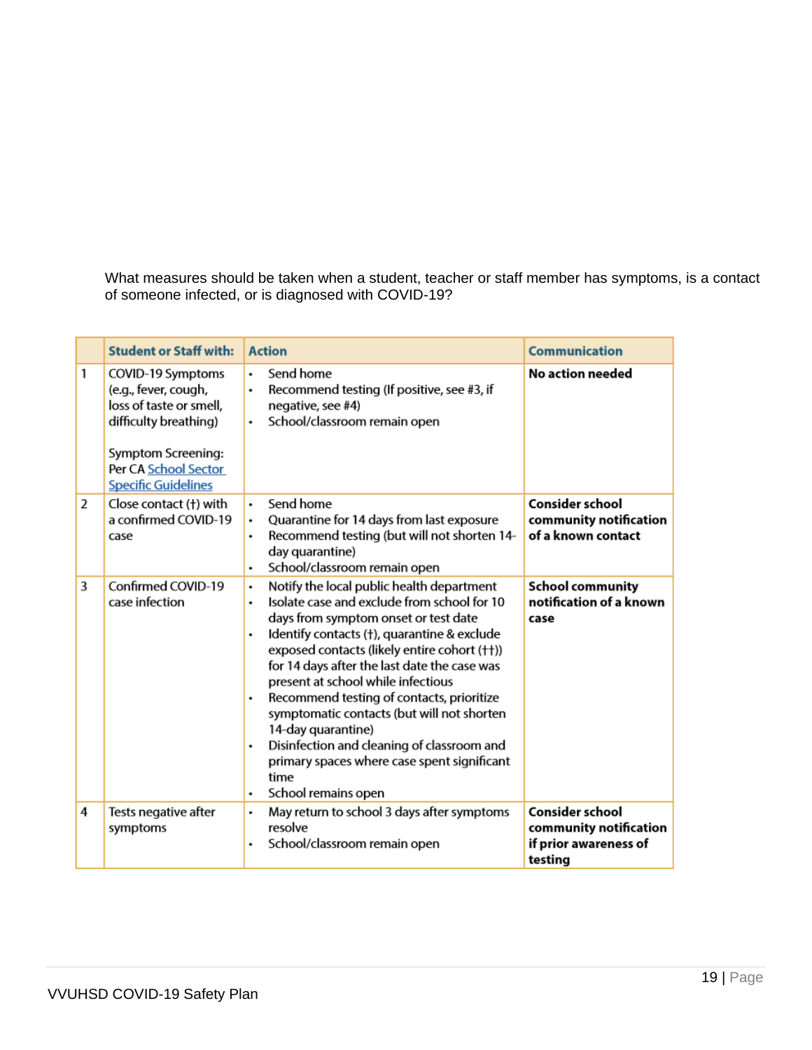What measures should be taken when a student, teacher or staff member has symptoms, is a contact of someone infected, or is diagnosed with COVID-19?

| | Student or Staff with: | Action | Communication |
|---|---|---|---|
| 1 | COVID-19 Symptoms (e.g., fever, cough, loss of taste or smell, difficulty breathing)<br><br>Symptom Screening: Per CA [School Sector Specific Guidelines]() | • Send home<br>• Recommend testing (If positive, see #3, if negative, see #4)<br>• School/classroom remain open | **No action needed** |
| 2 | Close contact (†) with a confirmed COVID-19 case | • Send home<br>• Quarantine for 14 days from last exposure<br>• Recommend testing (but will not shorten 14-day quarantine)<br>• School/classroom remain open | **Consider school community notification of a known contact** |
| 3 | Confirmed COVID-19 case infection | • Notify the local public health department<br>• Isolate case and exclude from school for 10 days from symptom onset or test date<br>• Identify contacts (†), quarantine & exclude exposed contacts (likely entire cohort (††)) for 14 days after the last date the case was present at school while infectious<br>• Recommend testing of contacts, prioritize symptomatic contacts (but will not shorten 14-day quarantine)<br>• Disinfection and cleaning of classroom and primary spaces where case spent significant time<br>• School remains open | **School community notification of a known case** |
| 4 | Tests negative after symptoms | • May return to school 3 days after symptoms resolve<br>• School/classroom remain open | **Consider school community notification if prior awareness of testing** |